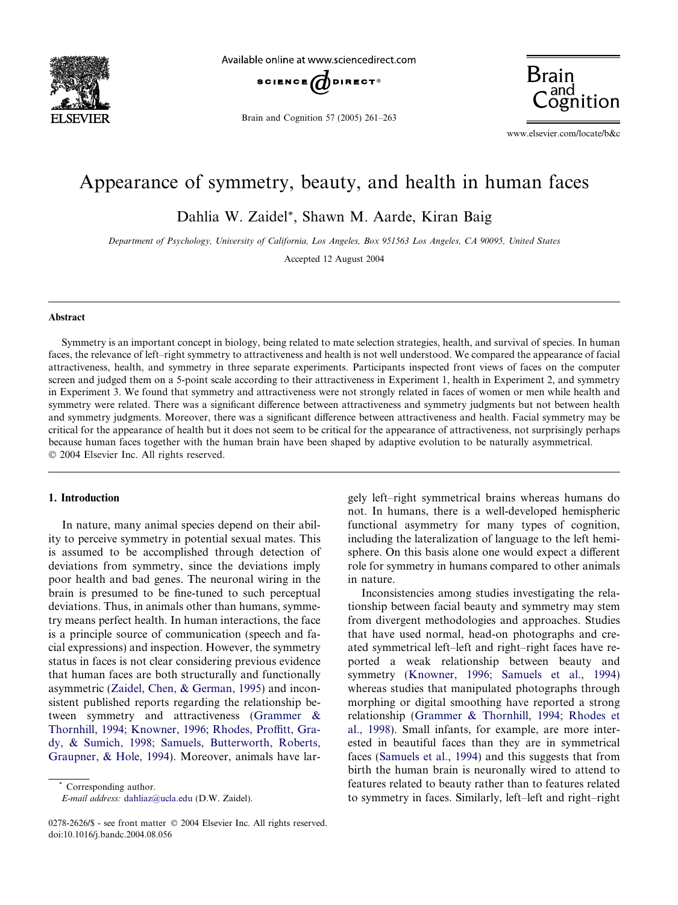# Appearance of symmetry, beauty, and health in human faces

Dahlia W. Zaidel*, Shawn M. Aarde, Kiran Baig

*Department of Psychology, University of California, Los Angeles, Box 951563 Los Angeles, CA 90095, United States*

Accepted 12 August 2004

## Abstract

Symmetry is an important concept in biology, being related to mate selection strategies, health, and survival of species. In human faces, the relevance of left–right symmetry to attractiveness and health is not well understood. We compared the appearance of facial attractiveness, health, and symmetry in three separate experiments. Participants inspected front views of faces on the computer screen and judged them on a 5-point scale according to their attractiveness in Experiment 1, health in Experiment 2, and symmetry in Experiment 3. We found that symmetry and attractiveness were not strongly related in faces of women or men while health and symmetry were related. There was a significant difference between attractiveness and symmetry judgments but not between health and symmetry judgments. Moreover, there was a significant difference between attractiveness and health. Facial symmetry may be critical for the appearance of health but it does not seem to be critical for the appearance of attractiveness, not surprisingly perhaps because human faces together with the human brain have been shaped by adaptive evolution to be naturally asymmetrical.
© 2004 Elsevier Inc. All rights reserved.

## 1. Introduction

In nature, many animal species depend on their ability to perceive symmetry in potential sexual mates. This is assumed to be accomplished through detection of deviations from symmetry, since the deviations imply poor health and bad genes. The neuronal wiring in the brain is presumed to be fine-tuned to such perceptual deviations. Thus, in animals other than humans, symmetry means perfect health. In human interactions, the face is a principle source of communication (speech and facial expressions) and inspection. However, the symmetry status in faces is not clear considering previous evidence that human faces are both structurally and functionally asymmetric (Zaidel, Chen, & German, 1995) and inconsistent published reports regarding the relationship between symmetry and attractiveness (Grammer & Thornhill, 1994; Knowner, 1996; Rhodes, Proffitt, Grady, & Sumich, 1998; Samuels, Butterworth, Roberts, Graupner, & Hole, 1994). Moreover, animals have largely left–right symmetrical brains whereas humans do not. In humans, there is a well-developed hemispheric functional asymmetry for many types of cognition, including the lateralization of language to the left hemisphere. On this basis alone one would expect a different role for symmetry in humans compared to other animals in nature.

Inconsistencies among studies investigating the relationship between facial beauty and symmetry may stem from divergent methodologies and approaches. Studies that have used normal, head-on photographs and created symmetrical left–left and right–right faces have reported a weak relationship between beauty and symmetry (Knowner, 1996; Samuels et al., 1994) whereas studies that manipulated photographs through morphing or digital smoothing have reported a strong relationship (Grammer & Thornhill, 1994; Rhodes et al., 1998). Small infants, for example, are more interested in beautiful faces than they are in symmetrical faces (Samuels et al., 1994) and this suggests that from birth the human brain is neuronally wired to attend to features related to beauty rather than to features related to symmetry in faces. Similarly, left–left and right–right

\* Corresponding author.
*E-mail address:* dahliaz@ucla.edu (D.W. Zaidel).

0278-2626/$ - see front matter © 2004 Elsevier Inc. All rights reserved.
doi:10.1016/j.bandc.2004.08.056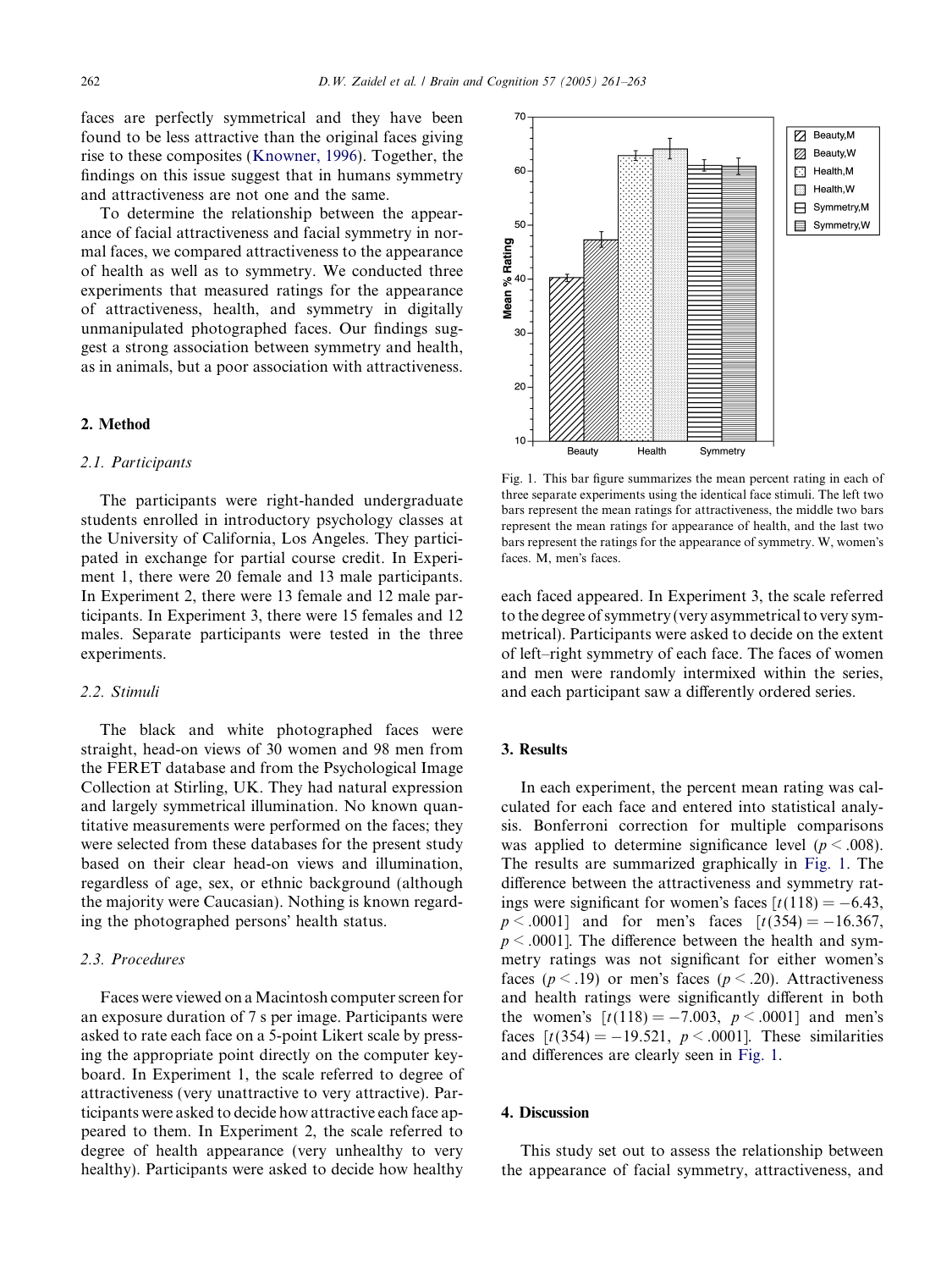faces are perfectly symmetrical and they have been found to be less attractive than the original faces giving rise to these composites (Knowner, 1996). Together, the findings on this issue suggest that in humans symmetry and attractiveness are not one and the same.

To determine the relationship between the appearance of facial attractiveness and facial symmetry in normal faces, we compared attractiveness to the appearance of health as well as to symmetry. We conducted three experiments that measured ratings for the appearance of attractiveness, health, and symmetry in digitally unmanipulated photographed faces. Our findings suggest a strong association between symmetry and health, as in animals, but a poor association with attractiveness.

## 2. Method

### 2.1. Participants

The participants were right-handed undergraduate students enrolled in introductory psychology classes at the University of California, Los Angeles. They participated in exchange for partial course credit. In Experiment 1, there were 20 female and 13 male participants. In Experiment 2, there were 13 female and 12 male participants. In Experiment 3, there were 15 females and 12 males. Separate participants were tested in the three experiments.

### 2.2. Stimuli

The black and white photographed faces were straight, head-on views of 30 women and 98 men from the FERET database and from the Psychological Image Collection at Stirling, UK. They had natural expression and largely symmetrical illumination. No known quantitative measurements were performed on the faces; they were selected from these databases for the present study based on their clear head-on views and illumination, regardless of age, sex, or ethnic background (although the majority were Caucasian). Nothing is known regarding the photographed persons' health status.

### 2.3. Procedures

Faces were viewed on a Macintosh computer screen for an exposure duration of 7 s per image. Participants were asked to rate each face on a 5-point Likert scale by pressing the appropriate point directly on the computer keyboard. In Experiment 1, the scale referred to degree of attractiveness (very unattractive to very attractive). Participants were asked to decide how attractive each face appeared to them. In Experiment 2, the scale referred to degree of health appearance (very unhealthy to very healthy). Participants were asked to decide how healthy each faced appeared. In Experiment 3, the scale referred to the degree of symmetry (very asymmetrical to very symmetrical). Participants were asked to decide on the extent of left–right symmetry of each face. The faces of women and men were randomly intermixed within the series, and each participant saw a differently ordered series.

Fig. 1. This bar figure summarizes the mean percent rating in each of three separate experiments using the identical face stimuli. The left two bars represent the mean ratings for attractiveness, the middle two bars represent the mean ratings for appearance of health, and the last two bars represent the ratings for the appearance of symmetry. W, women's faces. M, men's faces.

## 3. Results

In each experiment, the percent mean rating was calculated for each face and entered into statistical analysis. Bonferroni correction for multiple comparisons was applied to determine significance level ($p < .008$). The results are summarized graphically in Fig. 1. The difference between the attractiveness and symmetry ratings were significant for women's faces [$t(118) = -6.43$, $p < .0001$] and for men's faces [$t(354) = -16.367$, $p < .0001$]. The difference between the health and symmetry ratings was not significant for either women's faces ($p < .19$) or men's faces ($p < .20$). Attractiveness and health ratings were significantly different in both the women's [$t(118) = -7.003$, $p < .0001$] and men's faces [$t(354) = -19.521$, $p < .0001$]. These similarities and differences are clearly seen in Fig. 1.

## 4. Discussion

This study set out to assess the relationship between the appearance of facial symmetry, attractiveness, and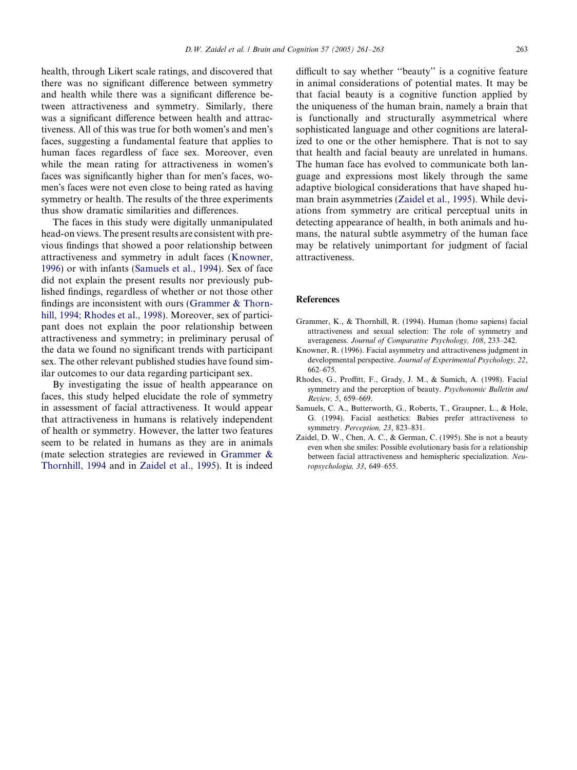health, through Likert scale ratings, and discovered that there was no significant difference between symmetry and health while there was a significant difference between attractiveness and symmetry. Similarly, there was a significant difference between health and attractiveness. All of this was true for both women's and men's faces, suggesting a fundamental feature that applies to human faces regardless of face sex. Moreover, even while the mean rating for attractiveness in women's faces was significantly higher than for men's faces, women's faces were not even close to being rated as having symmetry or health. The results of the three experiments thus show dramatic similarities and differences.

The faces in this study were digitally unmanipulated head-on views. The present results are consistent with previous findings that showed a poor relationship between attractiveness and symmetry in adult faces (Knowner, 1996) or with infants (Samuels et al., 1994). Sex of face did not explain the present results nor previously published findings, regardless of whether or not those other findings are inconsistent with ours (Grammer & Thornhill, 1994; Rhodes et al., 1998). Moreover, sex of participant does not explain the poor relationship between attractiveness and symmetry; in preliminary perusal of the data we found no significant trends with participant sex. The other relevant published studies have found similar outcomes to our data regarding participant sex.

By investigating the issue of health appearance on faces, this study helped elucidate the role of symmetry in assessment of facial attractiveness. It would appear that attractiveness in humans is relatively independent of health or symmetry. However, the latter two features seem to be related in humans as they are in animals (mate selection strategies are reviewed in Grammer & Thornhill, 1994 and in Zaidel et al., 1995). It is indeed difficult to say whether "beauty" is a cognitive feature in animal considerations of potential mates. It may be that facial beauty is a cognitive function applied by the uniqueness of the human brain, namely a brain that is functionally and structurally asymmetrical where sophisticated language and other cognitions are lateralized to one or the other hemisphere. That is not to say that health and facial beauty are unrelated in humans. The human face has evolved to communicate both language and expressions most likely through the same adaptive biological considerations that have shaped human brain asymmetries (Zaidel et al., 1995). While deviations from symmetry are critical perceptual units in detecting appearance of health, in both animals and humans, the natural subtle asymmetry of the human face may be relatively unimportant for judgment of facial attractiveness.

## References

Grammer, K., & Thornhill, R. (1994). Human (homo sapiens) facial attractiveness and sexual selection: The role of symmetry and averageness. *Journal of Comparative Psychology, 108*, 233–242.

Knowner, R. (1996). Facial asymmetry and attractiveness judgment in developmental perspective. *Journal of Experimental Psychology, 22*, 662–675.

Rhodes, G., Proffitt, F., Grady, J. M., & Sumich, A. (1998). Facial symmetry and the perception of beauty. *Psychonomic Bulletin and Review, 5*, 659–669.

Samuels, C. A., Butterworth, G., Roberts, T., Graupner, L., & Hole, G. (1994). Facial aesthetics: Babies prefer attractiveness to symmetry. *Perception, 23*, 823–831.

Zaidel, D. W., Chen, A. C., & German, C. (1995). She is not a beauty even when she smiles: Possible evolutionary basis for a relationship between facial attractiveness and hemispheric specialization. *Neuropsychologia, 33*, 649–655.